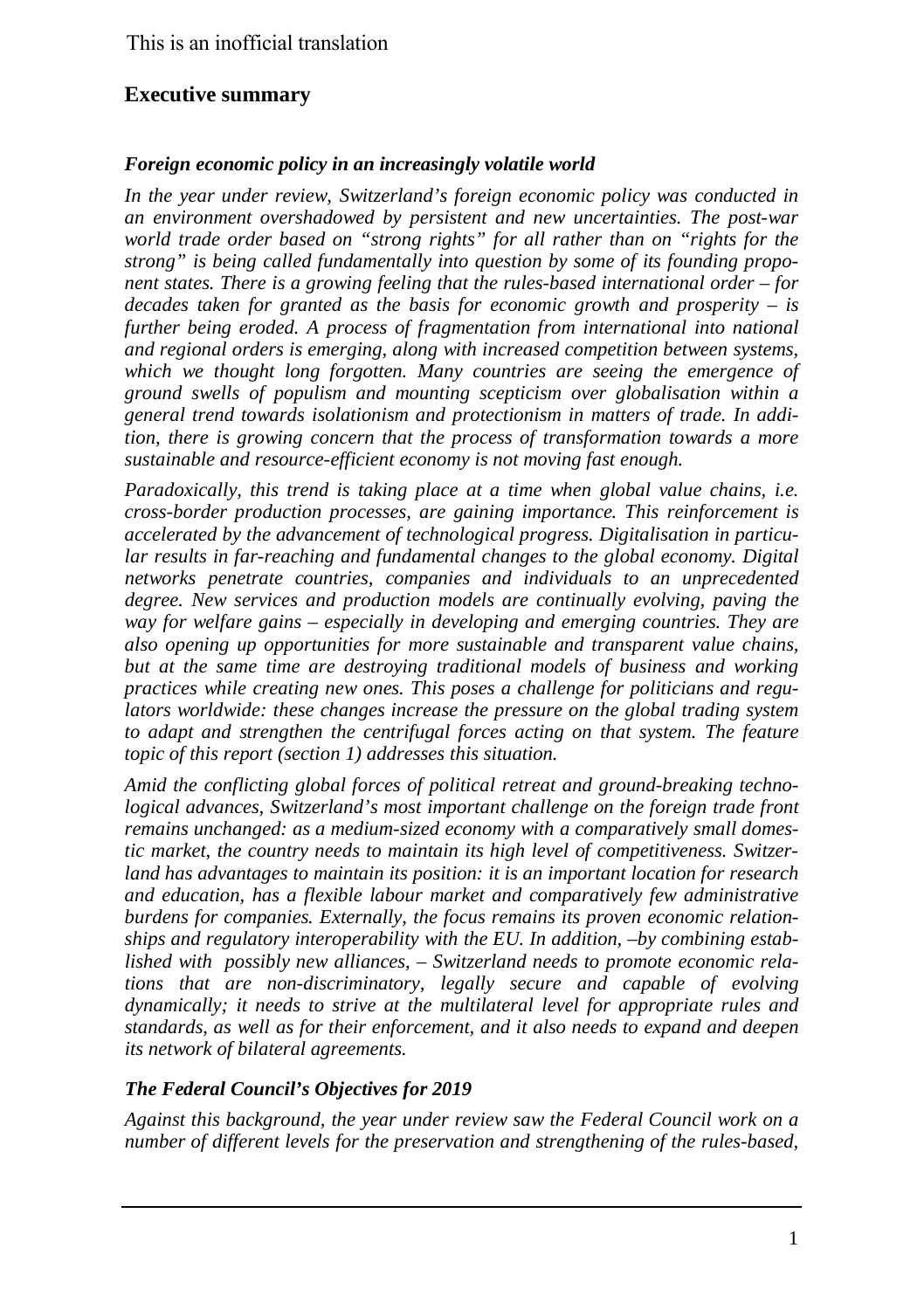This is an inofficial translation

## Executive summary

### *Foreign economic policy in an increasingly volatile world*

*In the year under review, Switzerland's foreign economic policy was conducted in an environment overshadowed by persistent and new uncertainties. The post-war world trade order based on "strong rights" for all rather than on "rights for the strong" is being called fundamentally into question by some of its founding proponent states. There is a growing feeling that the rules-based international order – for decades taken for granted as the basis for economic growth and prosperity – is further being eroded. A process of fragmentation from international into national and regional orders is emerging, along with increased competition between systems, which we thought long forgotten. Many countries are seeing the emergence of ground swells of populism and mounting scepticism over globalisation within a general trend towards isolationism and protectionism in matters of trade. In addition, there is growing concern that the process of transformation towards a more sustainable and resource-efficient economy is not moving fast enough.*

*Paradoxically, this trend is taking place at a time when global value chains, i.e. cross-border production processes, are gaining importance. This reinforcement is accelerated by the advancement of technological progress. Digitalisation in particular results in far-reaching and fundamental changes to the global economy. Digital networks penetrate countries, companies and individuals to an unprecedented degree. New services and production models are continually evolving, paving the way for welfare gains – especially in developing and emerging countries. They are also opening up opportunities for more sustainable and transparent value chains, but at the same time are destroying traditional models of business and working practices while creating new ones. This poses a challenge for politicians and regulators worldwide: these changes increase the pressure on the global trading system to adapt and strengthen the centrifugal forces acting on that system. The feature topic of this report (section 1) addresses this situation.*

*Amid the conflicting global forces of political retreat and ground-breaking technological advances, Switzerland's most important challenge on the foreign trade front remains unchanged: as a medium-sized economy with a comparatively small domestic market, the country needs to maintain its high level of competitiveness. Switzerland has advantages to maintain its position: it is an important location for research and education, has a flexible labour market and comparatively few administrative burdens for companies. Externally, the focus remains its proven economic relationships and regulatory interoperability with the EU. In addition, –by combining established with possibly new alliances, – Switzerland needs to promote economic relations that are non-discriminatory, legally secure and capable of evolving dynamically; it needs to strive at the multilateral level for appropriate rules and standards, as well as for their enforcement, and it also needs to expand and deepen its network of bilateral agreements.*

### *The Federal Council's Objectives for 2019*

*Against this background, the year under review saw the Federal Council work on a number of different levels for the preservation and strengthening of the rules-based,*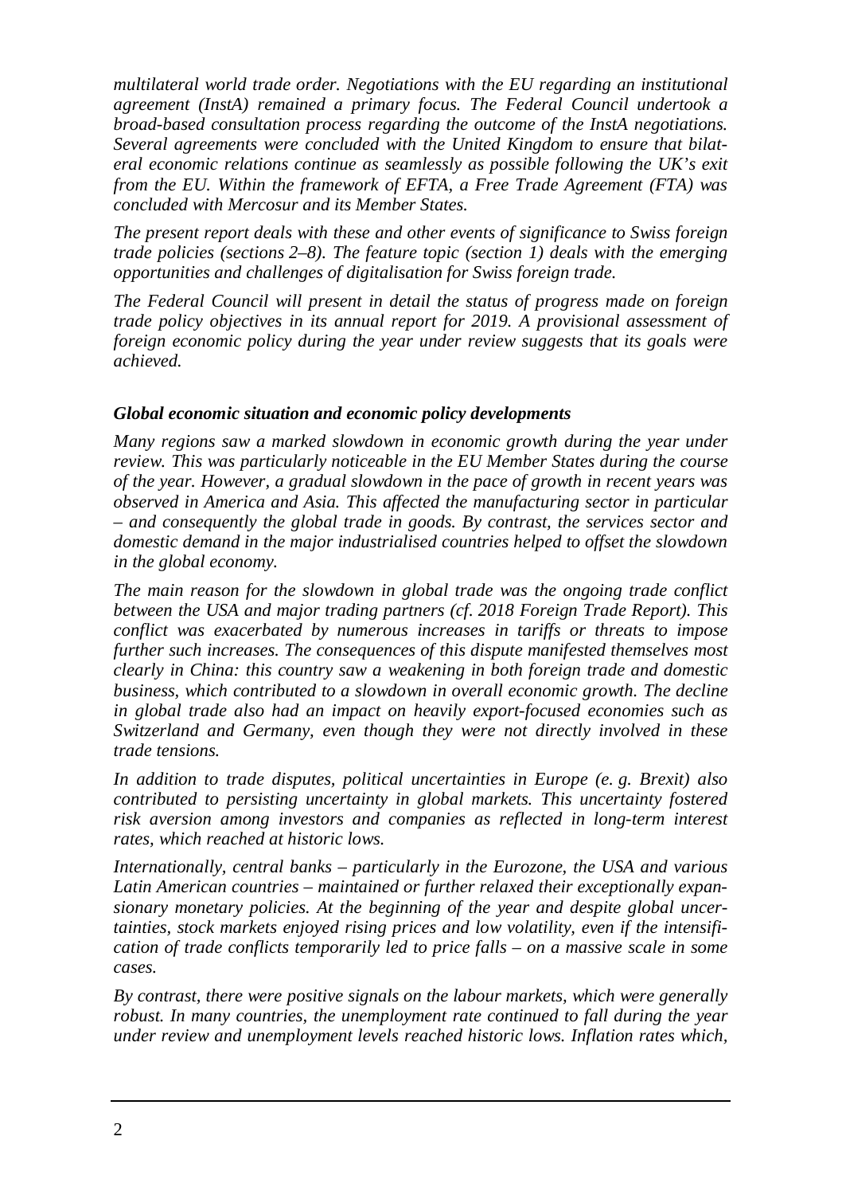*multilateral world trade order. Negotiations with the EU regarding an institutional agreement (InstA) remained a primary focus. The Federal Council undertook a broad-based consultation process regarding the outcome of the InstA negotiations. Several agreements were concluded with the United Kingdom to ensure that bilateral economic relations continue as seamlessly as possible following the UK's exit from the EU. Within the framework of EFTA, a Free Trade Agreement (FTA) was concluded with Mercosur and its Member States.*

*The present report deals with these and other events of significance to Swiss foreign trade policies (sections 2–8). The feature topic (section 1) deals with the emerging opportunities and challenges of digitalisation for Swiss foreign trade.*

*The Federal Council will present in detail the status of progress made on foreign trade policy objectives in its annual report for 2019. A provisional assessment of foreign economic policy during the year under review suggests that its goals were achieved.*

### *Global economic situation and economic policy developments*

*Many regions saw a marked slowdown in economic growth during the year under review. This was particularly noticeable in the EU Member States during the course of the year. However, a gradual slowdown in the pace of growth in recent years was observed in America and Asia. This affected the manufacturing sector in particular – and consequently the global trade in goods. By contrast, the services sector and domestic demand in the major industrialised countries helped to offset the slowdown in the global economy.*

*The main reason for the slowdown in global trade was the ongoing trade conflict between the USA and major trading partners (cf. 2018 Foreign Trade Report). This conflict was exacerbated by numerous increases in tariffs or threats to impose further such increases. The consequences of this dispute manifested themselves most clearly in China: this country saw a weakening in both foreign trade and domestic business, which contributed to a slowdown in overall economic growth. The decline in global trade also had an impact on heavily export-focused economies such as Switzerland and Germany, even though they were not directly involved in these trade tensions.*

*In addition to trade disputes, political uncertainties in Europe (e. g. Brexit) also contributed to persisting uncertainty in global markets. This uncertainty fostered risk aversion among investors and companies as reflected in long-term interest rates, which reached at historic lows.*

*Internationally, central banks – particularly in the Eurozone, the USA and various Latin American countries – maintained or further relaxed their exceptionally expansionary monetary policies. At the beginning of the year and despite global uncertainties, stock markets enjoyed rising prices and low volatility, even if the intensification of trade conflicts temporarily led to price falls – on a massive scale in some cases.*

*By contrast, there were positive signals on the labour markets, which were generally robust. In many countries, the unemployment rate continued to fall during the year under review and unemployment levels reached historic lows. Inflation rates which,*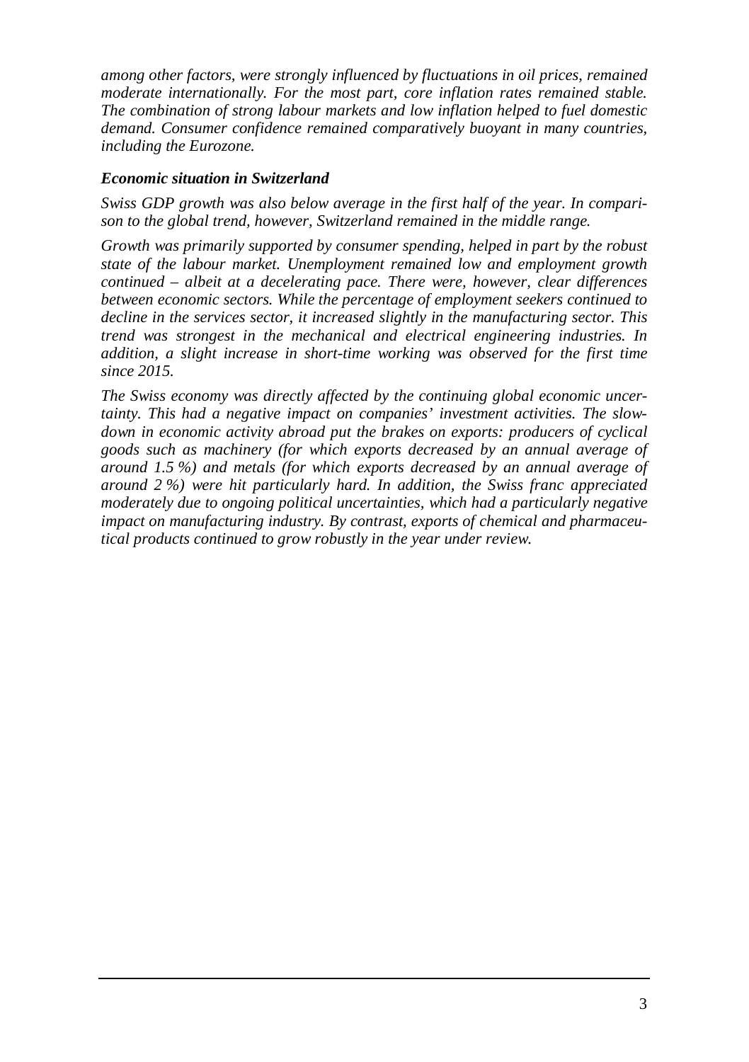*among other factors, were strongly influenced by fluctuations in oil prices, remained moderate internationally. For the most part, core inflation rates remained stable. The combination of strong labour markets and low inflation helped to fuel domestic demand. Consumer confidence remained comparatively buoyant in many countries, including the Eurozone.*

### *Economic situation in Switzerland*

*Swiss GDP growth was also below average in the first half of the year. In comparison to the global trend, however, Switzerland remained in the middle range.*

*Growth was primarily supported by consumer spending, helped in part by the robust state of the labour market. Unemployment remained low and employment growth continued – albeit at a decelerating pace. There were, however, clear differences between economic sectors. While the percentage of employment seekers continued to decline in the services sector, it increased slightly in the manufacturing sector. This trend was strongest in the mechanical and electrical engineering industries. In addition, a slight increase in short-time working was observed for the first time since 2015.*

*The Swiss economy was directly affected by the continuing global economic uncertainty. This had a negative impact on companies' investment activities. The slowdown in economic activity abroad put the brakes on exports: producers of cyclical goods such as machinery (for which exports decreased by an annual average of around 1.5 %) and metals (for which exports decreased by an annual average of around 2 %) were hit particularly hard. In addition, the Swiss franc appreciated moderately due to ongoing political uncertainties, which had a particularly negative impact on manufacturing industry. By contrast, exports of chemical and pharmaceutical products continued to grow robustly in the year under review.*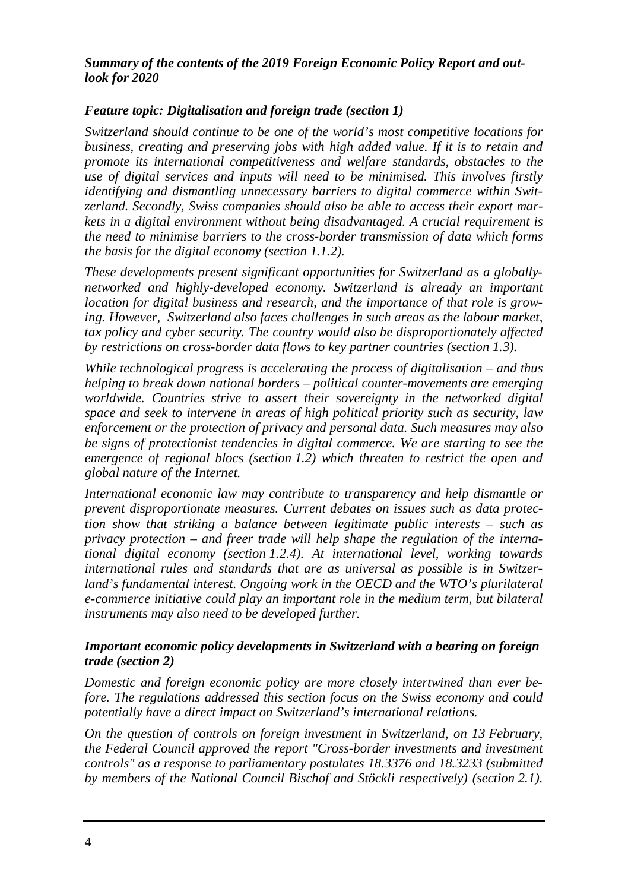***Summary of the contents of the 2019 Foreign Economic Policy Report and outlook for 2020***

***Feature topic: Digitalisation and foreign trade (section 1)***

*Switzerland should continue to be one of the world's most competitive locations for business, creating and preserving jobs with high added value. If it is to retain and promote its international competitiveness and welfare standards, obstacles to the use of digital services and inputs will need to be minimised. This involves firstly identifying and dismantling unnecessary barriers to digital commerce within Switzerland. Secondly, Swiss companies should also be able to access their export markets in a digital environment without being disadvantaged. A crucial requirement is the need to minimise barriers to the cross-border transmission of data which forms the basis for the digital economy (section 1.1.2).*

*These developments present significant opportunities for Switzerland as a globally-networked and highly-developed economy. Switzerland is already an important location for digital business and research, and the importance of that role is growing. However, Switzerland also faces challenges in such areas as the labour market, tax policy and cyber security. The country would also be disproportionately affected by restrictions on cross-border data flows to key partner countries (section 1.3).*

*While technological progress is accelerating the process of digitalisation – and thus helping to break down national borders – political counter-movements are emerging worldwide. Countries strive to assert their sovereignty in the networked digital space and seek to intervene in areas of high political priority such as security, law enforcement or the protection of privacy and personal data. Such measures may also be signs of protectionist tendencies in digital commerce. We are starting to see the emergence of regional blocs (section 1.2) which threaten to restrict the open and global nature of the Internet.*

*International economic law may contribute to transparency and help dismantle or prevent disproportionate measures. Current debates on issues such as data protection show that striking a balance between legitimate public interests – such as privacy protection – and freer trade will help shape the regulation of the international digital economy (section 1.2.4). At international level, working towards international rules and standards that are as universal as possible is in Switzerland's fundamental interest. Ongoing work in the OECD and the WTO's plurilateral e-commerce initiative could play an important role in the medium term, but bilateral instruments may also need to be developed further.*

***Important economic policy developments in Switzerland with a bearing on foreign trade (section 2)***

*Domestic and foreign economic policy are more closely intertwined than ever before. The regulations addressed this section focus on the Swiss economy and could potentially have a direct impact on Switzerland's international relations.*

*On the question of controls on foreign investment in Switzerland, on 13 February, the Federal Council approved the report "Cross-border investments and investment controls" as a response to parliamentary postulates 18.3376 and 18.3233 (submitted by members of the National Council Bischof and Stöckli respectively) (section 2.1).*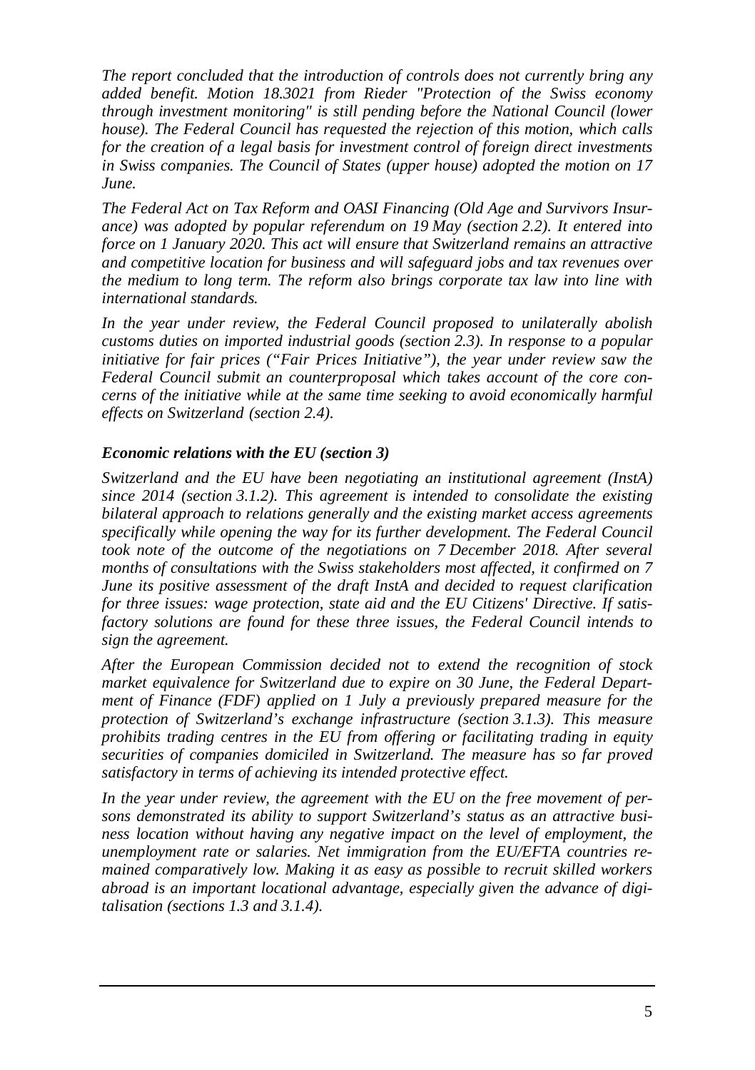*The report concluded that the introduction of controls does not currently bring any added benefit. Motion 18.3021 from Rieder "Protection of the Swiss economy through investment monitoring" is still pending before the National Council (lower house). The Federal Council has requested the rejection of this motion, which calls for the creation of a legal basis for investment control of foreign direct investments in Swiss companies. The Council of States (upper house) adopted the motion on 17 June.*

*The Federal Act on Tax Reform and OASI Financing (Old Age and Survivors Insurance) was adopted by popular referendum on 19 May (section 2.2). It entered into force on 1 January 2020. This act will ensure that Switzerland remains an attractive and competitive location for business and will safeguard jobs and tax revenues over the medium to long term. The reform also brings corporate tax law into line with international standards.*

*In the year under review, the Federal Council proposed to unilaterally abolish customs duties on imported industrial goods (section 2.3). In response to a popular initiative for fair prices ("Fair Prices Initiative"), the year under review saw the Federal Council submit an counterproposal which takes account of the core concerns of the initiative while at the same time seeking to avoid economically harmful effects on Switzerland (section 2.4).*

### *Economic relations with the EU (section 3)*

*Switzerland and the EU have been negotiating an institutional agreement (InstA) since 2014 (section 3.1.2). This agreement is intended to consolidate the existing bilateral approach to relations generally and the existing market access agreements specifically while opening the way for its further development. The Federal Council took note of the outcome of the negotiations on 7 December 2018. After several months of consultations with the Swiss stakeholders most affected, it confirmed on 7 June its positive assessment of the draft InstA and decided to request clarification for three issues: wage protection, state aid and the EU Citizens' Directive. If satisfactory solutions are found for these three issues, the Federal Council intends to sign the agreement.*

*After the European Commission decided not to extend the recognition of stock market equivalence for Switzerland due to expire on 30 June, the Federal Department of Finance (FDF) applied on 1 July a previously prepared measure for the protection of Switzerland's exchange infrastructure (section 3.1.3). This measure prohibits trading centres in the EU from offering or facilitating trading in equity securities of companies domiciled in Switzerland. The measure has so far proved satisfactory in terms of achieving its intended protective effect.*

*In the year under review, the agreement with the EU on the free movement of persons demonstrated its ability to support Switzerland's status as an attractive business location without having any negative impact on the level of employment, the unemployment rate or salaries. Net immigration from the EU/EFTA countries remained comparatively low. Making it as easy as possible to recruit skilled workers abroad is an important locational advantage, especially given the advance of digitalisation (sections 1.3 and 3.1.4).*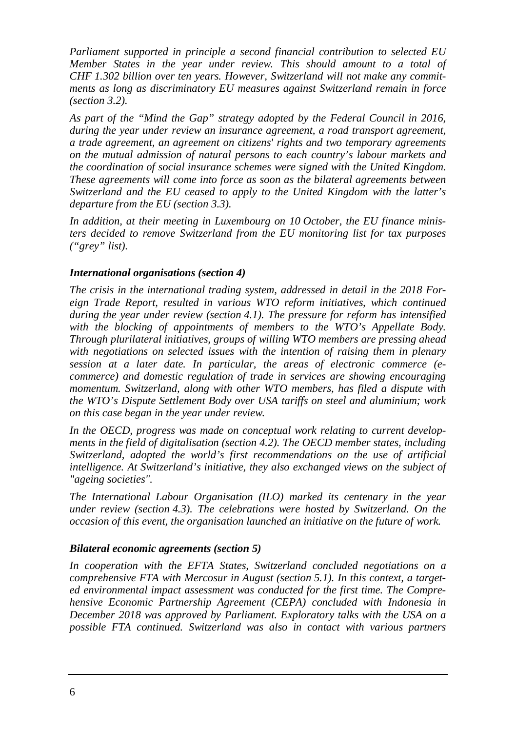*Parliament supported in principle a second financial contribution to selected EU Member States in the year under review. This should amount to a total of CHF 1.302 billion over ten years. However, Switzerland will not make any commitments as long as discriminatory EU measures against Switzerland remain in force (section 3.2).*

*As part of the "Mind the Gap" strategy adopted by the Federal Council in 2016, during the year under review an insurance agreement, a road transport agreement, a trade agreement, an agreement on citizens' rights and two temporary agreements on the mutual admission of natural persons to each country's labour markets and the coordination of social insurance schemes were signed with the United Kingdom. These agreements will come into force as soon as the bilateral agreements between Switzerland and the EU ceased to apply to the United Kingdom with the latter's departure from the EU (section 3.3).*

*In addition, at their meeting in Luxembourg on 10 October, the EU finance ministers decided to remove Switzerland from the EU monitoring list for tax purposes ("grey" list).*

### *International organisations (section 4)*

*The crisis in the international trading system, addressed in detail in the 2018 Foreign Trade Report, resulted in various WTO reform initiatives, which continued during the year under review (section 4.1). The pressure for reform has intensified with the blocking of appointments of members to the WTO's Appellate Body. Through plurilateral initiatives, groups of willing WTO members are pressing ahead with negotiations on selected issues with the intention of raising them in plenary session at a later date. In particular, the areas of electronic commerce (e-commerce) and domestic regulation of trade in services are showing encouraging momentum. Switzerland, along with other WTO members, has filed a dispute with the WTO's Dispute Settlement Body over USA tariffs on steel and aluminium; work on this case began in the year under review.*

*In the OECD, progress was made on conceptual work relating to current developments in the field of digitalisation (section 4.2). The OECD member states, including Switzerland, adopted the world's first recommendations on the use of artificial intelligence. At Switzerland's initiative, they also exchanged views on the subject of "ageing societies".*

*The International Labour Organisation (ILO) marked its centenary in the year under review (section 4.3). The celebrations were hosted by Switzerland. On the occasion of this event, the organisation launched an initiative on the future of work.*

### *Bilateral economic agreements (section 5)*

*In cooperation with the EFTA States, Switzerland concluded negotiations on a comprehensive FTA with Mercosur in August (section 5.1). In this context, a targeted environmental impact assessment was conducted for the first time. The Comprehensive Economic Partnership Agreement (CEPA) concluded with Indonesia in December 2018 was approved by Parliament. Exploratory talks with the USA on a possible FTA continued. Switzerland was also in contact with various partners*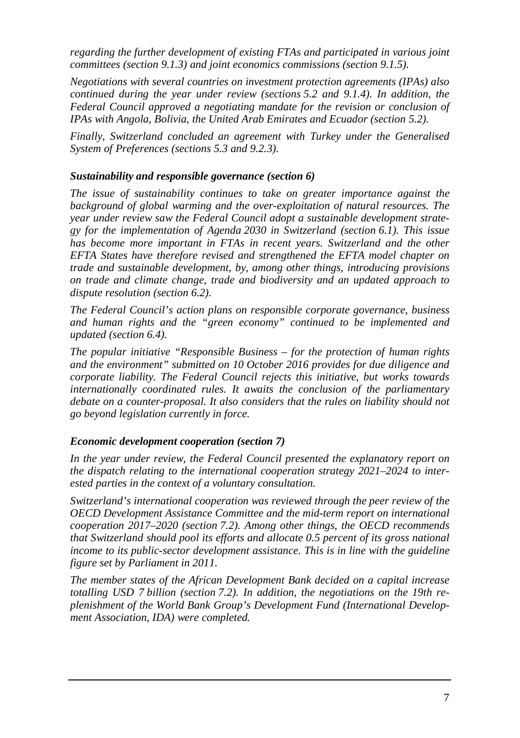*regarding the further development of existing FTAs and participated in various joint committees (section 9.1.3) and joint economics commissions (section 9.1.5).*

*Negotiations with several countries on investment protection agreements (IPAs) also continued during the year under review (sections 5.2 and 9.1.4). In addition, the Federal Council approved a negotiating mandate for the revision or conclusion of IPAs with Angola, Bolivia, the United Arab Emirates and Ecuador (section 5.2).*

*Finally, Switzerland concluded an agreement with Turkey under the Generalised System of Preferences (sections 5.3 and 9.2.3).*

### *Sustainability and responsible governance (section 6)*

*The issue of sustainability continues to take on greater importance against the background of global warming and the over-exploitation of natural resources. The year under review saw the Federal Council adopt a sustainable development strategy for the implementation of Agenda 2030 in Switzerland (section 6.1). This issue has become more important in FTAs in recent years. Switzerland and the other EFTA States have therefore revised and strengthened the EFTA model chapter on trade and sustainable development, by, among other things, introducing provisions on trade and climate change, trade and biodiversity and an updated approach to dispute resolution (section 6.2).*

*The Federal Council's action plans on responsible corporate governance, business and human rights and the "green economy" continued to be implemented and updated (section 6.4).*

*The popular initiative "Responsible Business – for the protection of human rights and the environment" submitted on 10 October 2016 provides for due diligence and corporate liability. The Federal Council rejects this initiative, but works towards internationally coordinated rules. It awaits the conclusion of the parliamentary debate on a counter-proposal. It also considers that the rules on liability should not go beyond legislation currently in force.*

### *Economic development cooperation (section 7)*

*In the year under review, the Federal Council presented the explanatory report on the dispatch relating to the international cooperation strategy 2021–2024 to interested parties in the context of a voluntary consultation.*

*Switzerland's international cooperation was reviewed through the peer review of the OECD Development Assistance Committee and the mid-term report on international cooperation 2017–2020 (section 7.2). Among other things, the OECD recommends that Switzerland should pool its efforts and allocate 0.5 percent of its gross national income to its public-sector development assistance. This is in line with the guideline figure set by Parliament in 2011.*

*The member states of the African Development Bank decided on a capital increase totalling USD 7 billion (section 7.2). In addition, the negotiations on the 19th replenishment of the World Bank Group's Development Fund (International Development Association, IDA) were completed.*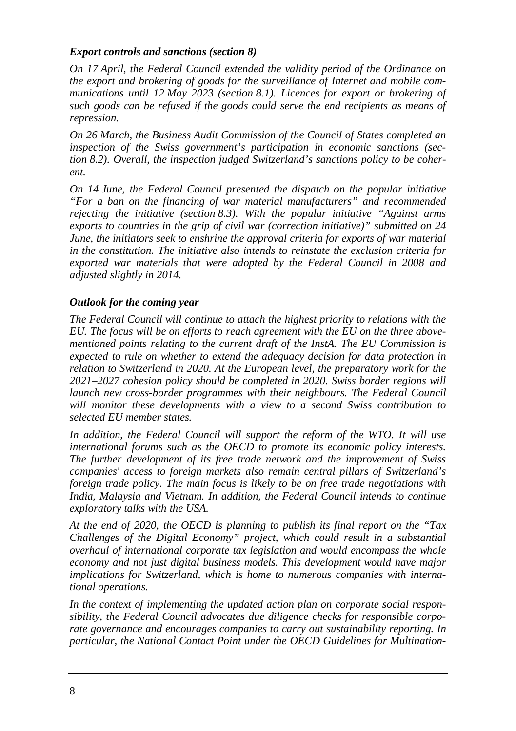### *Export controls and sanctions (section 8)*

*On 17 April, the Federal Council extended the validity period of the Ordinance on the export and brokering of goods for the surveillance of Internet and mobile communications until 12 May 2023 (section 8.1). Licences for export or brokering of such goods can be refused if the goods could serve the end recipients as means of repression.*

*On 26 March, the Business Audit Commission of the Council of States completed an inspection of the Swiss government's participation in economic sanctions (section 8.2). Overall, the inspection judged Switzerland's sanctions policy to be coherent.*

*On 14 June, the Federal Council presented the dispatch on the popular initiative "For a ban on the financing of war material manufacturers" and recommended rejecting the initiative (section 8.3). With the popular initiative "Against arms exports to countries in the grip of civil war (correction initiative)" submitted on 24 June, the initiators seek to enshrine the approval criteria for exports of war material in the constitution. The initiative also intends to reinstate the exclusion criteria for exported war materials that were adopted by the Federal Council in 2008 and adjusted slightly in 2014.*

### *Outlook for the coming year*

*The Federal Council will continue to attach the highest priority to relations with the EU. The focus will be on efforts to reach agreement with the EU on the three above-mentioned points relating to the current draft of the InstA. The EU Commission is expected to rule on whether to extend the adequacy decision for data protection in relation to Switzerland in 2020. At the European level, the preparatory work for the 2021–2027 cohesion policy should be completed in 2020. Swiss border regions will launch new cross-border programmes with their neighbours. The Federal Council will monitor these developments with a view to a second Swiss contribution to selected EU member states.*

*In addition, the Federal Council will support the reform of the WTO. It will use international forums such as the OECD to promote its economic policy interests. The further development of its free trade network and the improvement of Swiss companies' access to foreign markets also remain central pillars of Switzerland's foreign trade policy. The main focus is likely to be on free trade negotiations with India, Malaysia and Vietnam. In addition, the Federal Council intends to continue exploratory talks with the USA.*

*At the end of 2020, the OECD is planning to publish its final report on the "Tax Challenges of the Digital Economy" project, which could result in a substantial overhaul of international corporate tax legislation and would encompass the whole economy and not just digital business models. This development would have major implications for Switzerland, which is home to numerous companies with international operations.*

*In the context of implementing the updated action plan on corporate social responsibility, the Federal Council advocates due diligence checks for responsible corporate governance and encourages companies to carry out sustainability reporting. In particular, the National Contact Point under the OECD Guidelines for Multination-*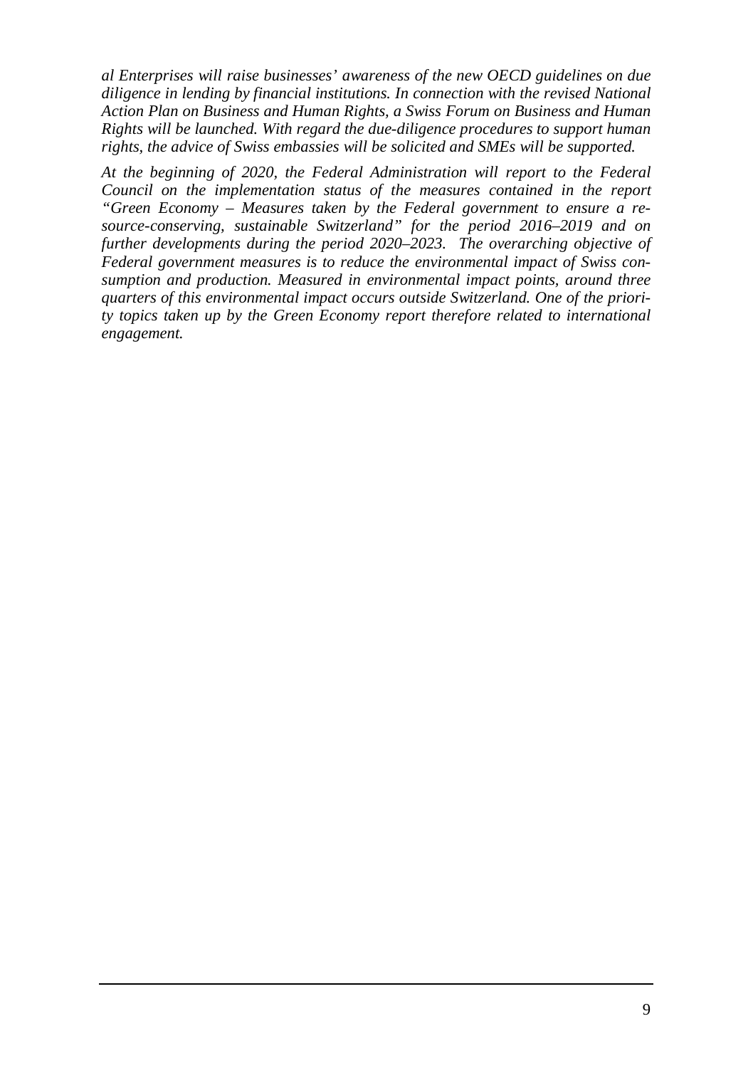*al Enterprises will raise businesses' awareness of the new OECD guidelines on due diligence in lending by financial institutions. In connection with the revised National Action Plan on Business and Human Rights, a Swiss Forum on Business and Human Rights will be launched. With regard the due-diligence procedures to support human rights, the advice of Swiss embassies will be solicited and SMEs will be supported.*

*At the beginning of 2020, the Federal Administration will report to the Federal Council on the implementation status of the measures contained in the report "Green Economy – Measures taken by the Federal government to ensure a resource-conserving, sustainable Switzerland" for the period 2016–2019 and on further developments during the period 2020–2023. The overarching objective of Federal government measures is to reduce the environmental impact of Swiss consumption and production. Measured in environmental impact points, around three quarters of this environmental impact occurs outside Switzerland. One of the priority topics taken up by the Green Economy report therefore related to international engagement.*